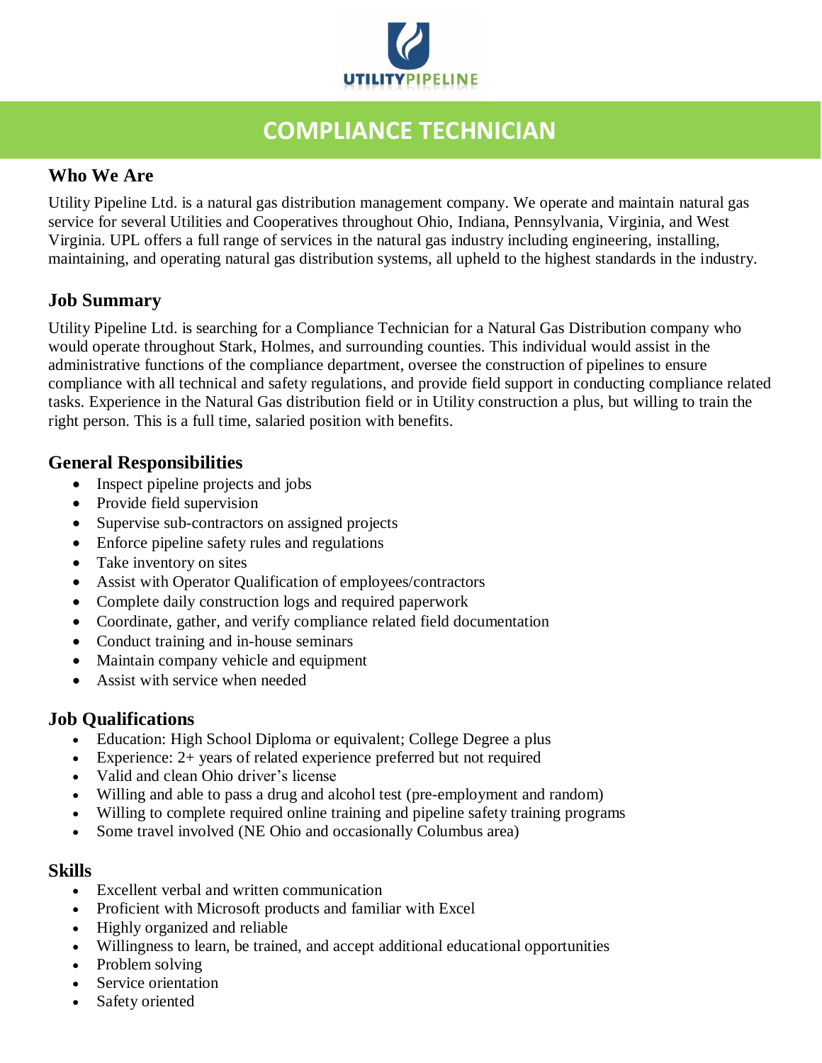UTILITYPIPELINE

# COMPLIANCE TECHNICIAN

## Who We Are

Utility Pipeline Ltd. is a natural gas distribution management company. We operate and maintain natural gas service for several Utilities and Cooperatives throughout Ohio, Indiana, Pennsylvania, Virginia, and West Virginia. UPL offers a full range of services in the natural gas industry including engineering, installing, maintaining, and operating natural gas distribution systems, all upheld to the highest standards in the industry.

## Job Summary

Utility Pipeline Ltd. is searching for a Compliance Technician for a Natural Gas Distribution company who would operate throughout Stark, Holmes, and surrounding counties. This individual would assist in the administrative functions of the compliance department, oversee the construction of pipelines to ensure compliance with all technical and safety regulations, and provide field support in conducting compliance related tasks. Experience in the Natural Gas distribution field or in Utility construction a plus, but willing to train the right person. This is a full time, salaried position with benefits.

## General Responsibilities

- Inspect pipeline projects and jobs
- Provide field supervision
- Supervise sub-contractors on assigned projects
- Enforce pipeline safety rules and regulations
- Take inventory on sites
- Assist with Operator Qualification of employees/contractors
- Complete daily construction logs and required paperwork
- Coordinate, gather, and verify compliance related field documentation
- Conduct training and in-house seminars
- Maintain company vehicle and equipment
- Assist with service when needed

## Job Qualifications

- Education: High School Diploma or equivalent; College Degree a plus
- Experience: 2+ years of related experience preferred but not required
- Valid and clean Ohio driver's license
- Willing and able to pass a drug and alcohol test (pre-employment and random)
- Willing to complete required online training and pipeline safety training programs
- Some travel involved (NE Ohio and occasionally Columbus area)

## Skills

- Excellent verbal and written communication
- Proficient with Microsoft products and familiar with Excel
- Highly organized and reliable
- Willingness to learn, be trained, and accept additional educational opportunities
- Problem solving
- Service orientation
- Safety oriented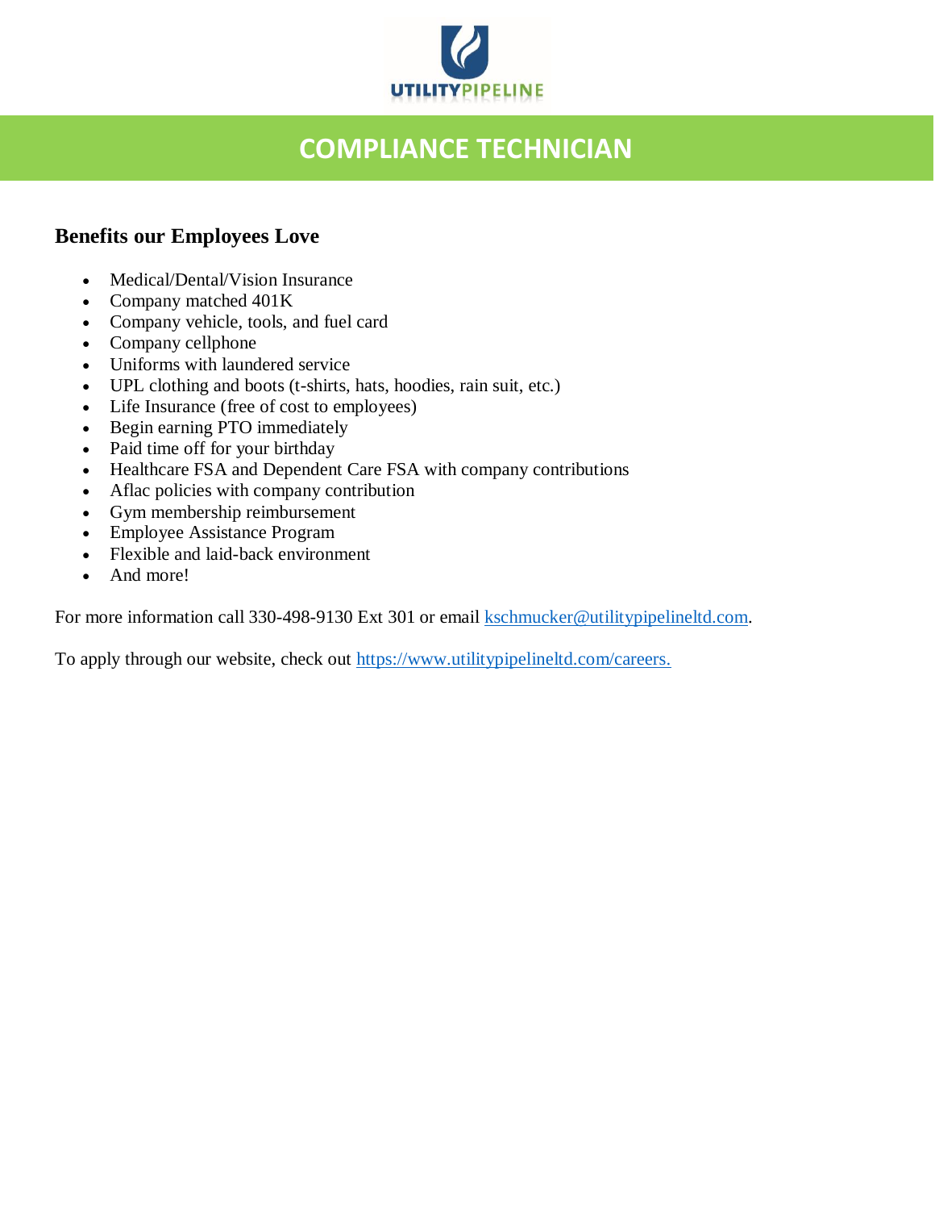# COMPLIANCE TECHNICIAN

### Benefits our Employees Love

- Medical/Dental/Vision Insurance
- Company matched 401K
- Company vehicle, tools, and fuel card
- Company cellphone
- Uniforms with laundered service
- UPL clothing and boots (t-shirts, hats, hoodies, rain suit, etc.)
- Life Insurance (free of cost to employees)
- Begin earning PTO immediately
- Paid time off for your birthday
- Healthcare FSA and Dependent Care FSA with company contributions
- Aflac policies with company contribution
- Gym membership reimbursement
- Employee Assistance Program
- Flexible and laid-back environment
- And more!

For more information call 330-498-9130 Ext 301 or email kschmucker@utilitypipelineltd.com.

To apply through our website, check out https://www.utilitypipelineltd.com/careers.